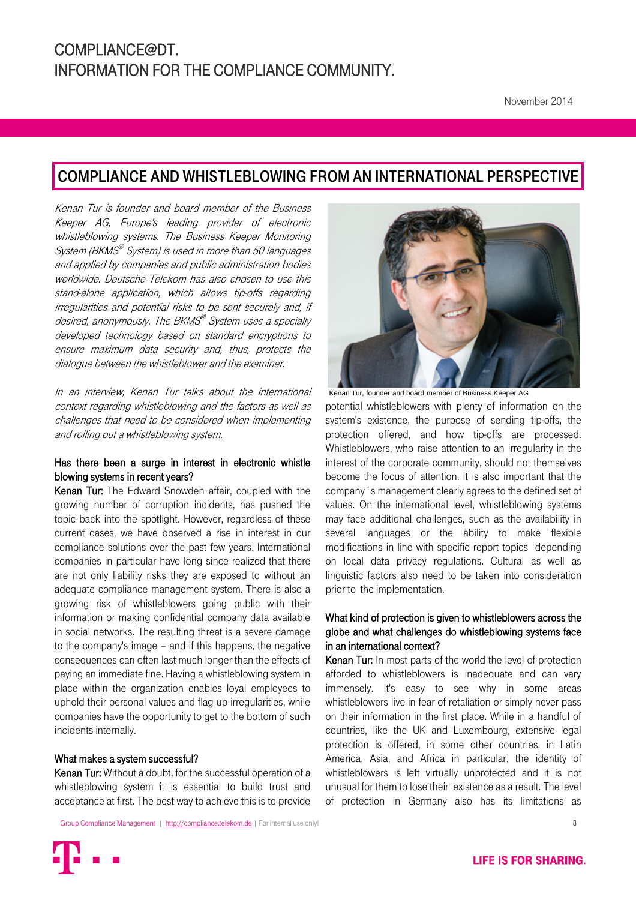# COMPLIANCE@DT.
# INFORMATION FOR THE COMPLIANCE COMMUNITY.

November 2014

## COMPLIANCE AND WHISTLEBLOWING FROM AN INTERNATIONAL PERSPECTIVE

*Kenan Tur is founder and board member of the Business Keeper AG, Europe's leading provider of electronic whistleblowing systems. The Business Keeper Monitoring System (BKMS® System) is used in more than 50 languages and applied by companies and public administration bodies worldwide. Deutsche Telekom has also chosen to use this stand-alone application, which allows tip-offs regarding irregularities and potential risks to be sent securely and, if desired, anonymously. The BKMS® System uses a specially developed technology based on standard encryptions to ensure maximum data security and, thus, protects the dialogue between the whistleblower and the examiner.*

*In an interview, Kenan Tur talks about the international context regarding whistleblowing and the factors as well as challenges that need to be considered when implementing and rolling out a whistleblowing system.*

### Has there been a surge in interest in electronic whistle blowing systems in recent years?

**Kenan Tur:** The Edward Snowden affair, coupled with the growing number of corruption incidents, has pushed the topic back into the spotlight. However, regardless of these current cases, we have observed a rise in interest in our compliance solutions over the past few years. International companies in particular have long since realized that there are not only liability risks they are exposed to without an adequate compliance management system. There is also a growing risk of whistleblowers going public with their information or making confidential company data available in social networks. The resulting threat is a severe damage to the company's image – and if this happens, the negative consequences can often last much longer than the effects of paying an immediate fine. Having a whistleblowing system in place within the organization enables loyal employees to uphold their personal values and flag up irregularities, while companies have the opportunity to get to the bottom of such incidents internally.

### What makes a system successful?

**Kenan Tur:** Without a doubt, for the successful operation of a whistleblowing system it is essential to build trust and acceptance at first. The best way to achieve this is to provide

Kenan Tur, founder and board member of Business Keeper AG

potential whistleblowers with plenty of information on the system's existence, the purpose of sending tip-offs, the protection offered, and how tip-offs are processed. Whistleblowers, who raise attention to an irregularity in the interest of the corporate community, should not themselves become the focus of attention. It is also important that the company´s management clearly agrees to the defined set of values. On the international level, whistleblowing systems may face additional challenges, such as the availability in several languages or the ability to make flexible modifications in line with specific report topics depending on local data privacy regulations. Cultural as well as linguistic factors also need to be taken into consideration prior to the implementation.

### What kind of protection is given to whistleblowers across the globe and what challenges do whistleblowing systems face in an international context?

**Kenan Tur:** In most parts of the world the level of protection afforded to whistleblowers is inadequate and can vary immensely. It's easy to see why in some areas whistleblowers live in fear of retaliation or simply never pass on their information in the first place. While in a handful of countries, like the UK and Luxembourg, extensive legal protection is offered, in some other countries, in Latin America, Asia, and Africa in particular, the identity of whistleblowers is left virtually unprotected and it is not unusual for them to lose their existence as a result. The level of protection in Germany also has its limitations as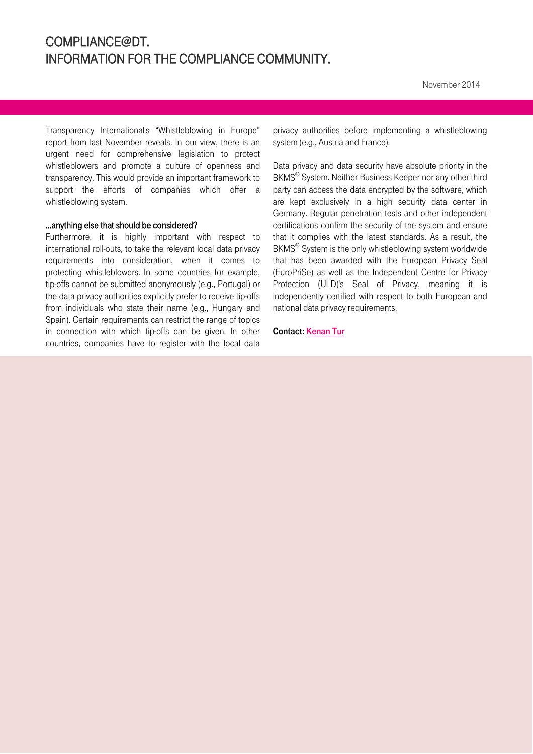Transparency International's "Whistleblowing in Europe" report from last November reveals. In our view, there is an urgent need for comprehensive legislation to protect whistleblowers and promote a culture of openness and transparency. This would provide an important framework to support the efforts of companies which offer a whistleblowing system.

### ...anything else that should be considered?

Furthermore, it is highly important with respect to international roll-outs, to take the relevant local data privacy requirements into consideration, when it comes to protecting whistleblowers. In some countries for example, tip-offs cannot be submitted anonymously (e.g., Portugal) or the data privacy authorities explicitly prefer to receive tip-offs from individuals who state their name (e.g., Hungary and Spain). Certain requirements can restrict the range of topics in connection with which tip-offs can be given. In other countries, companies have to register with the local data privacy authorities before implementing a whistleblowing system (e.g., Austria and France).

Data privacy and data security have absolute priority in the BKMS® System. Neither Business Keeper nor any other third party can access the data encrypted by the software, which are kept exclusively in a high security data center in Germany. Regular penetration tests and other independent certifications confirm the security of the system and ensure that it complies with the latest standards. As a result, the BKMS® System is the only whistleblowing system worldwide that has been awarded with the European Privacy Seal (EuroPriSe) as well as the Independent Centre for Privacy Protection (ULD)'s Seal of Privacy, meaning it is independently certified with respect to both European and national data privacy requirements.

**Contact: Kenan Tur**